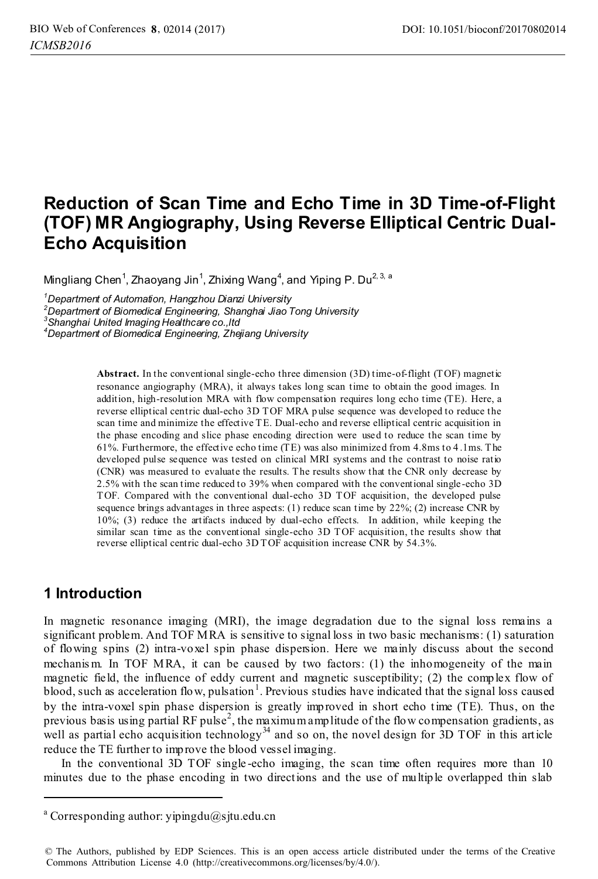# Reduction of Scan Time and Echo Time in 3D Time-of-Flight (TOF) MR Angiography, Using Reverse Elliptical Centric Dual-Echo Acquisition

Mingliang Chen[1], Zhaoyang Jin[1], Zhixing Wang[4], and Yiping P. Du[2, 3, a]

*[1]Department of Automation, Hangzhou Dianzi University*
*[2]Department of Biomedical Engineering, Shanghai Jiao Tong University*
*[3]Shanghai United Imaging Healthcare co.,ltd*
*[4]Department of Biomedical Engineering, Zhejiang University*

**Abstract.** In the conventional single-echo three dimension (3D) time-of-flight (TOF) magnetic resonance angiography (MRA), it always takes long scan time to obtain the good images. In addition, high-resolution MRA with flow compensation requires long echo time (TE). Here, a reverse elliptical centric dual-echo 3D TOF MRA pulse sequence was developed to reduce the scan time and minimize the effective TE. Dual-echo and reverse elliptical centric acquisition in the phase encoding and slice phase encoding direction were used to reduce the scan time by 61%. Furthermore, the effective echo time (TE) was also minimized from 4.8ms to 4.1ms. The developed pulse sequence was tested on clinical MRI systems and the contrast to noise ratio (CNR) was measured to evaluate the results. The results show that the CNR only decrease by 2.5% with the scan time reduced to 39% when compared with the conventional single-echo 3D TOF. Compared with the conventional dual-echo 3D TOF acquisition, the developed pulse sequence brings advantages in three aspects: (1) reduce scan time by 22%; (2) increase CNR by 10%; (3) reduce the artifacts induced by dual-echo effects. In addition, while keeping the similar scan time as the conventional single-echo 3D TOF acquisition, the results show that reverse elliptical centric dual-echo 3D TOF acquisition increase CNR by 54.3%.

## 1 Introduction

In magnetic resonance imaging (MRI), the image degradation due to the signal loss remains a significant problem. And TOF MRA is sensitive to signal loss in two basic mechanisms: (1) saturation of flowing spins (2) intra-voxel spin phase dispersion. Here we mainly discuss about the second mechanism. In TOF MRA, it can be caused by two factors: (1) the inhomogeneity of the main magnetic field, the influence of eddy current and magnetic susceptibility; (2) the complex flow of blood, such as acceleration flow, pulsation[1]. Previous studies have indicated that the signal loss caused by the intra-voxel spin phase dispersion is greatly improved in short echo time (TE). Thus, on the previous basis using partial RF pulse[2], the maximum amplitude of the flow compensation gradients, as well as partial echo acquisition technology[34] and so on, the novel design for 3D TOF in this article reduce the TE further to improve the blood vessel imaging.

In the conventional 3D TOF single-echo imaging, the scan time often requires more than 10 minutes due to the phase encoding in two directions and the use of multiple overlapped thin slab

[a] Corresponding author: yipingdu@sjtu.edu.cn

© The Authors, published by EDP Sciences. This is an open access article distributed under the terms of the Creative Commons Attribution License 4.0 (http://creativecommons.org/licenses/by/4.0/).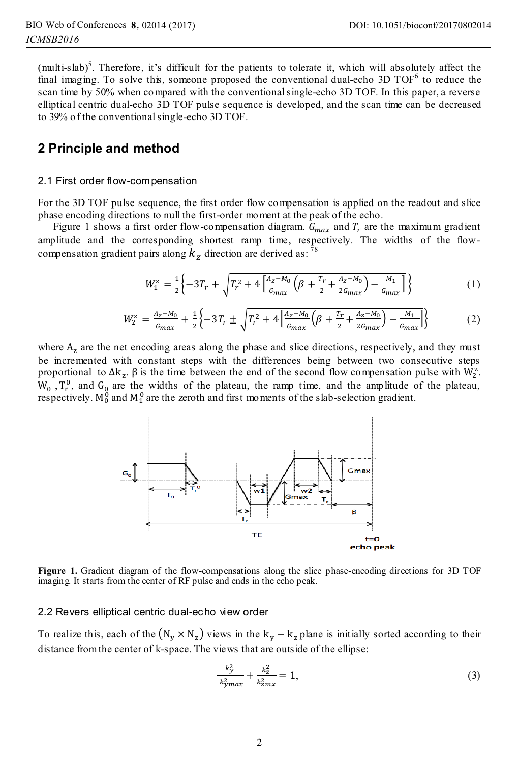(multi-slab)[5]. Therefore, it's difficult for the patients to tolerate it, which will absolutely affect the final imaging. To solve this, someone proposed the conventional dual-echo 3D TOF[6] to reduce the scan time by 50% when compared with the conventional single-echo 3D TOF. In this paper, a reverse elliptical centric dual-echo 3D TOF pulse sequence is developed, and the scan time can be decreased to 39% of the conventional single-echo 3D TOF.

## 2 Principle and method

### 2.1 First order flow-compensation

For the 3D TOF pulse sequence, the first order flow compensation is applied on the readout and slice phase encoding directions to null the first-order moment at the peak of the echo.

Figure 1 shows a first order flow-compensation diagram. $G_{max}$ and $T_r$ are the maximum gradient amplitude and the corresponding shortest ramp time, respectively. The widths of the flow-compensation gradient pairs along $k_z$ direction are derived as: [78]

$$W_1^z = \frac{1}{2}\left\{-3T_r + \sqrt{T_r^2 + 4\left[\frac{A_z - M_0}{G_{max}}\left(\beta + \frac{T_r}{2} + \frac{A_z - M_0}{2G_{max}}\right) - \frac{M_1}{G_{max}}\right]}\right\} \tag{1}$$

$$W_2^z = \frac{A_z - M_0}{G_{max}} + \frac{1}{2}\left\{-3T_r \pm \sqrt{T_r^2 + 4\left[\frac{A_z - M_0}{G_{max}}\left(\beta + \frac{T_r}{2} + \frac{A_z - M_0}{2G_{max}}\right) - \frac{M_1}{G_{max}}\right]}\right\} \tag{2}$$

where $A_z$ are the net encoding areas along the phase and slice directions, respectively, and they must be incremented with constant steps with the differences being between two consecutive steps proportional to $\Delta k_z$. $\beta$ is the time between the end of the second flow compensation pulse with $W_2^z$. $W_0$, $T_r^0$, and $G_0$ are the widths of the plateau, the ramp time, and the amplitude of the plateau, respectively. $M_0^0$ and $M_1^0$ are the zeroth and first moments of the slab-selection gradient.

**Figure 1.** Gradient diagram of the flow-compensations along the slice phase-encoding directions for 3D TOF imaging. It starts from the center of RF pulse and ends in the echo peak.

### 2.2 Revers elliptical centric dual-echo view order

To realize this, each of the $(N_y \times N_z)$ views in the $k_y - k_z$ plane is initially sorted according to their distance from the center of k-space. The views that are outside of the ellipse:

$$\frac{k_y^2}{k_{ymax}^2} + \frac{k_z^2}{k_{zmx}^2} = 1, \tag{3}$$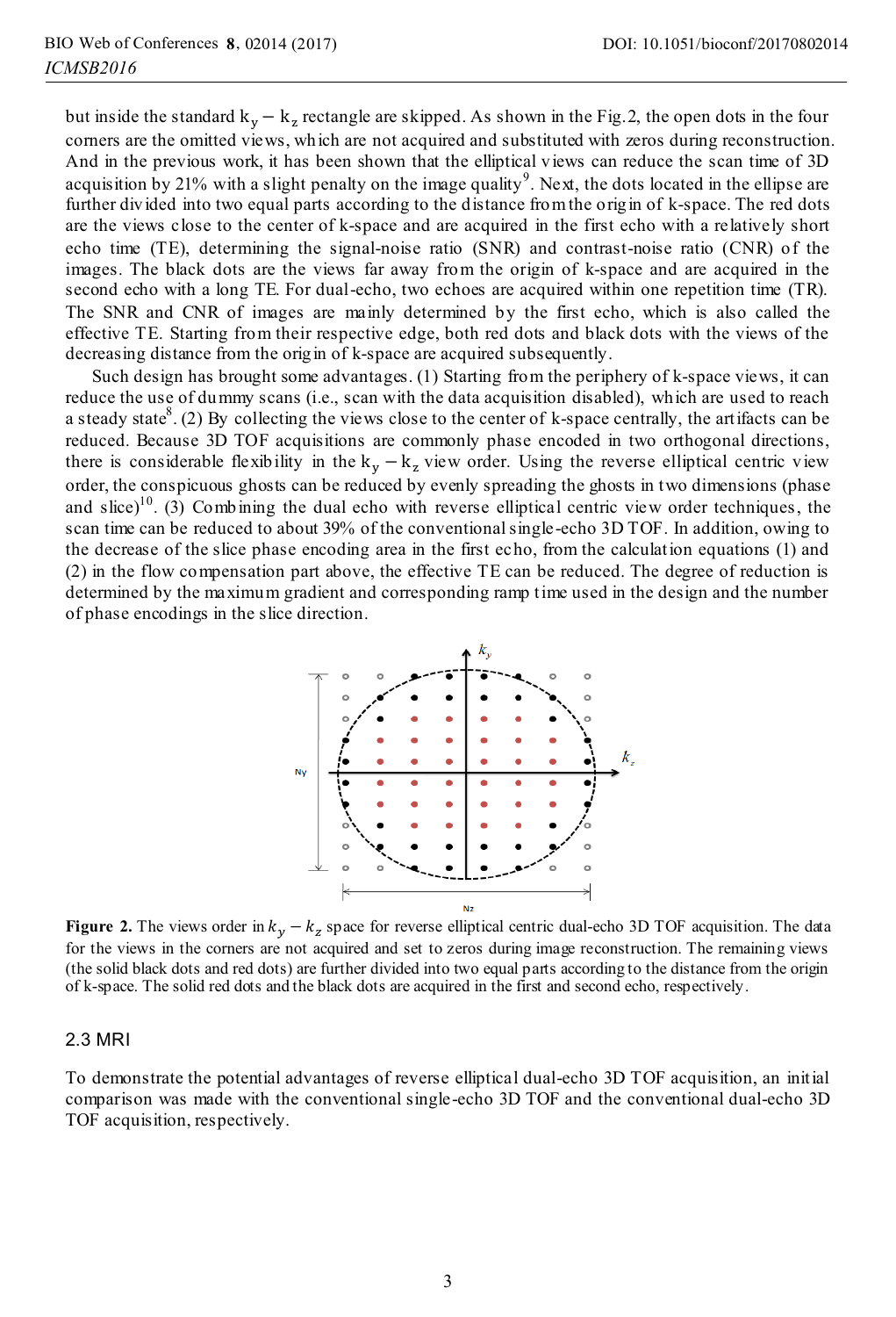but inside the standard $k_y - k_z$ rectangle are skipped. As shown in the Fig.2, the open dots in the four corners are the omitted views, which are not acquired and substituted with zeros during reconstruction. And in the previous work, it has been shown that the elliptical views can reduce the scan time of 3D acquisition by 21% with a slight penalty on the image quality[9]. Next, the dots located in the ellipse are further divided into two equal parts according to the distance from the origin of k-space. The red dots are the views close to the center of k-space and are acquired in the first echo with a relatively short echo time (TE), determining the signal-noise ratio (SNR) and contrast-noise ratio (CNR) of the images. The black dots are the views far away from the origin of k-space and are acquired in the second echo with a long TE. For dual-echo, two echoes are acquired within one repetition time (TR). The SNR and CNR of images are mainly determined by the first echo, which is also called the effective TE. Starting from their respective edge, both red dots and black dots with the views of the decreasing distance from the origin of k-space are acquired subsequently.

Such design has brought some advantages. (1) Starting from the periphery of k-space views, it can reduce the use of dummy scans (i.e., scan with the data acquisition disabled), which are used to reach a steady state[8]. (2) By collecting the views close to the center of k-space centrally, the artifacts can be reduced. Because 3D TOF acquisitions are commonly phase encoded in two orthogonal directions, there is considerable flexibility in the $k_y - k_z$ view order. Using the reverse elliptical centric view order, the conspicuous ghosts can be reduced by evenly spreading the ghosts in two dimensions (phase and slice)[10]. (3) Combining the dual echo with reverse elliptical centric view order techniques, the scan time can be reduced to about 39% of the conventional single-echo 3D TOF. In addition, owing to the decrease of the slice phase encoding area in the first echo, from the calculation equations (1) and (2) in the flow compensation part above, the effective TE can be reduced. The degree of reduction is determined by the maximum gradient and corresponding ramp time used in the design and the number of phase encodings in the slice direction.

**Figure 2.** The views order in $k_y - k_z$ space for reverse elliptical centric dual-echo 3D TOF acquisition. The data for the views in the corners are not acquired and set to zeros during image reconstruction. The remaining views (the solid black dots and red dots) are further divided into two equal parts according to the distance from the origin of k-space. The solid red dots and the black dots are acquired in the first and second echo, respectively.

### 2.3 MRI

To demonstrate the potential advantages of reverse elliptical dual-echo 3D TOF acquisition, an initial comparison was made with the conventional single-echo 3D TOF and the conventional dual-echo 3D TOF acquisition, respectively.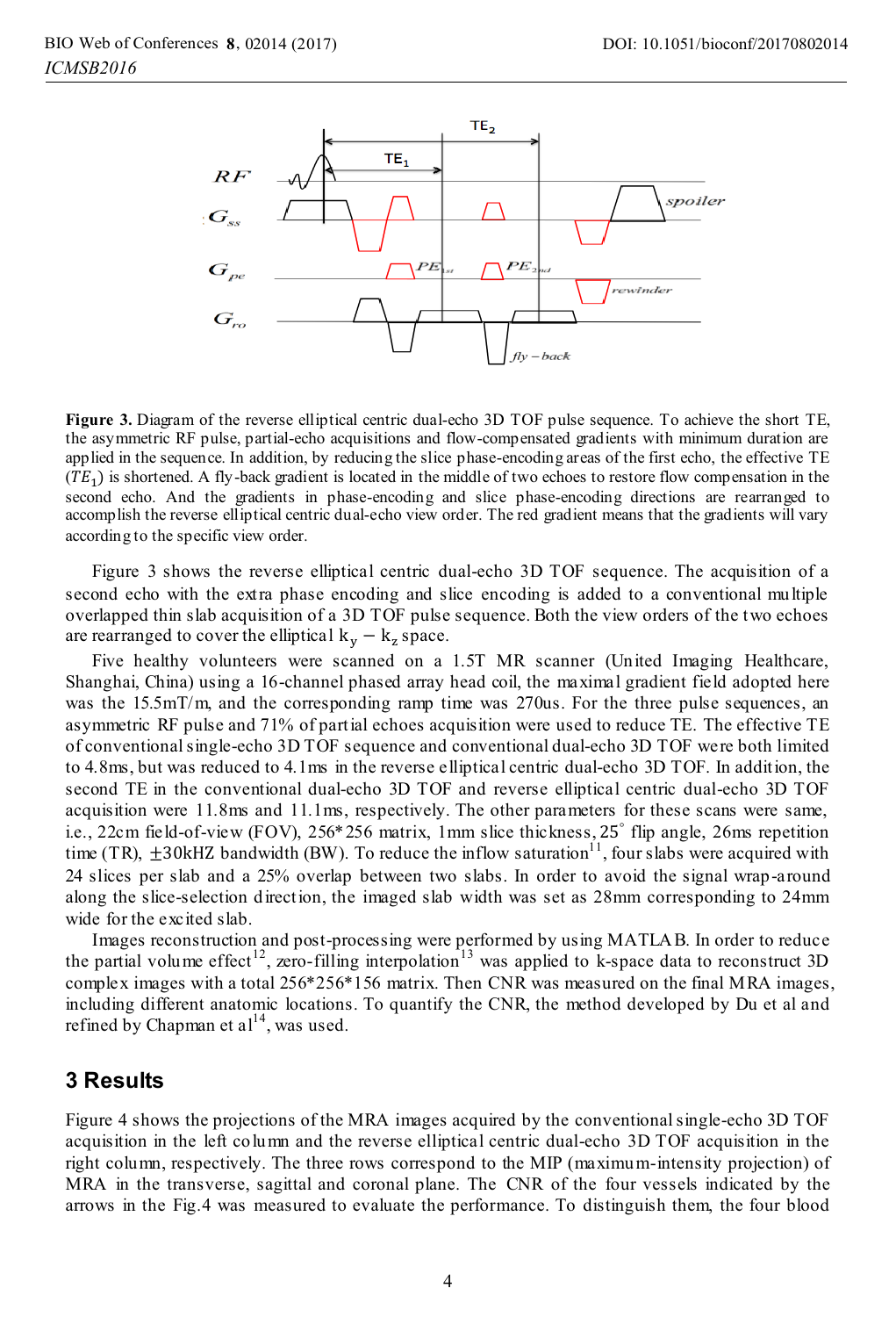**Figure 3.** Diagram of the reverse elliptical centric dual-echo 3D TOF pulse sequence. To achieve the short TE, the asymmetric RF pulse, partial-echo acquisitions and flow-compensated gradients with minimum duration are applied in the sequence. In addition, by reducing the slice phase-encoding areas of the first echo, the effective TE ($TE_1$) is shortened. A fly-back gradient is located in the middle of two echoes to restore flow compensation in the second echo. And the gradients in phase-encoding and slice phase-encoding directions are rearranged to accomplish the reverse elliptical centric dual-echo view order. The red gradient means that the gradients will vary according to the specific view order.

Figure 3 shows the reverse elliptical centric dual-echo 3D TOF sequence. The acquisition of a second echo with the extra phase encoding and slice encoding is added to a conventional multiple overlapped thin slab acquisition of a 3D TOF pulse sequence. Both the view orders of the two echoes are rearranged to cover the elliptical $k_y - k_z$ space.

Five healthy volunteers were scanned on a 1.5T MR scanner (United Imaging Healthcare, Shanghai, China) using a 16-channel phased array head coil, the maximal gradient field adopted here was the 15.5mT/m, and the corresponding ramp time was 270us. For the three pulse sequences, an asymmetric RF pulse and 71% of partial echoes acquisition were used to reduce TE. The effective TE of conventional single-echo 3D TOF sequence and conventional dual-echo 3D TOF were both limited to 4.8ms, but was reduced to 4.1ms in the reverse elliptical centric dual-echo 3D TOF. In addition, the second TE in the conventional dual-echo 3D TOF and reverse elliptical centric dual-echo 3D TOF acquisition were 11.8ms and 11.1ms, respectively. The other parameters for these scans were same, i.e., 22cm field-of-view (FOV), 256*256 matrix, 1mm slice thickness, 25° flip angle, 26ms repetition time (TR), $\pm$30kHZ bandwidth (BW). To reduce the inflow saturation[11], four slabs were acquired with 24 slices per slab and a 25% overlap between two slabs. In order to avoid the signal wrap-around along the slice-selection direction, the imaged slab width was set as 28mm corresponding to 24mm wide for the excited slab.

Images reconstruction and post-processing were performed by using MATLAB. In order to reduce the partial volume effect[12], zero-filling interpolation[13] was applied to k-space data to reconstruct 3D complex images with a total 256*256*156 matrix. Then CNR was measured on the final MRA images, including different anatomic locations. To quantify the CNR, the method developed by Du et al and refined by Chapman et al[14], was used.

## 3 Results

Figure 4 shows the projections of the MRA images acquired by the conventional single-echo 3D TOF acquisition in the left column and the reverse elliptical centric dual-echo 3D TOF acquisition in the right column, respectively. The three rows correspond to the MIP (maximum-intensity projection) of MRA in the transverse, sagittal and coronal plane. The CNR of the four vessels indicated by the arrows in the Fig.4 was measured to evaluate the performance. To distinguish them, the four blood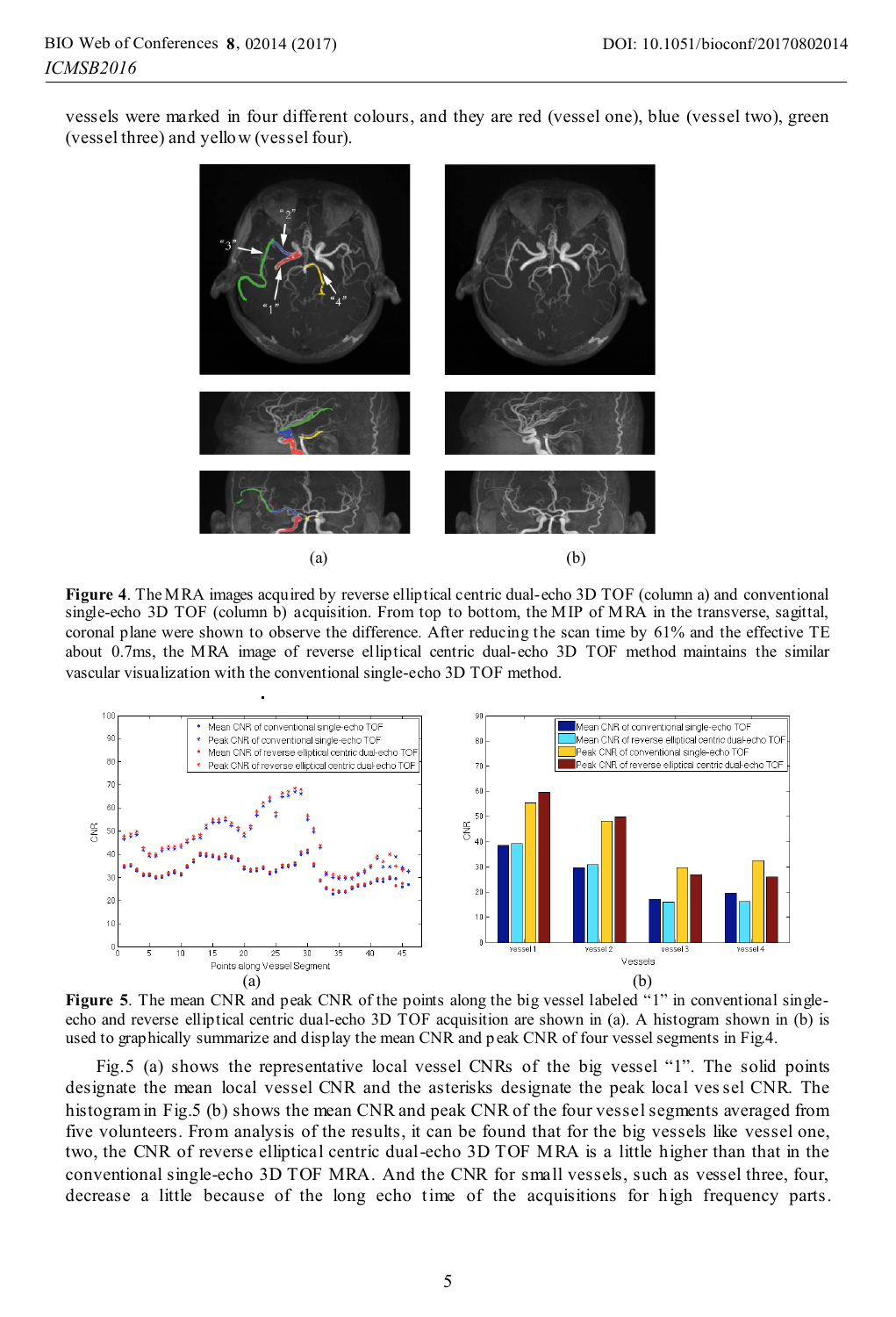vessels were marked in four different colours, and they are red (vessel one), blue (vessel two), green (vessel three) and yellow (vessel four).

(a) (b)

**Figure 4**. The MRA images acquired by reverse elliptical centric dual-echo 3D TOF (column a) and conventional single-echo 3D TOF (column b) acquisition. From top to bottom, the MIP of MRA in the transverse, sagittal, coronal plane were shown to observe the difference. After reducing the scan time by 61% and the effective TE about 0.7ms, the MRA image of reverse elliptical centric dual-echo 3D TOF method maintains the similar vascular visualization with the conventional single-echo 3D TOF method.

(a) (b)

**Figure 5**. The mean CNR and peak CNR of the points along the big vessel labeled “1” in conventional single-echo and reverse elliptical centric dual-echo 3D TOF acquisition are shown in (a). A histogram shown in (b) is used to graphically summarize and display the mean CNR and peak CNR of four vessel segments in Fig.4.

Fig.5 (a) shows the representative local vessel CNRs of the big vessel “1”. The solid points designate the mean local vessel CNR and the asterisks designate the peak local vessel CNR. The histogram in Fig.5 (b) shows the mean CNR and peak CNR of the four vessel segments averaged from five volunteers. From analysis of the results, it can be found that for the big vessels like vessel one, two, the CNR of reverse elliptical centric dual-echo 3D TOF MRA is a little higher than that in the conventional single-echo 3D TOF MRA. And the CNR for small vessels, such as vessel three, four, decrease a little because of the long echo time of the acquisitions for high frequency parts.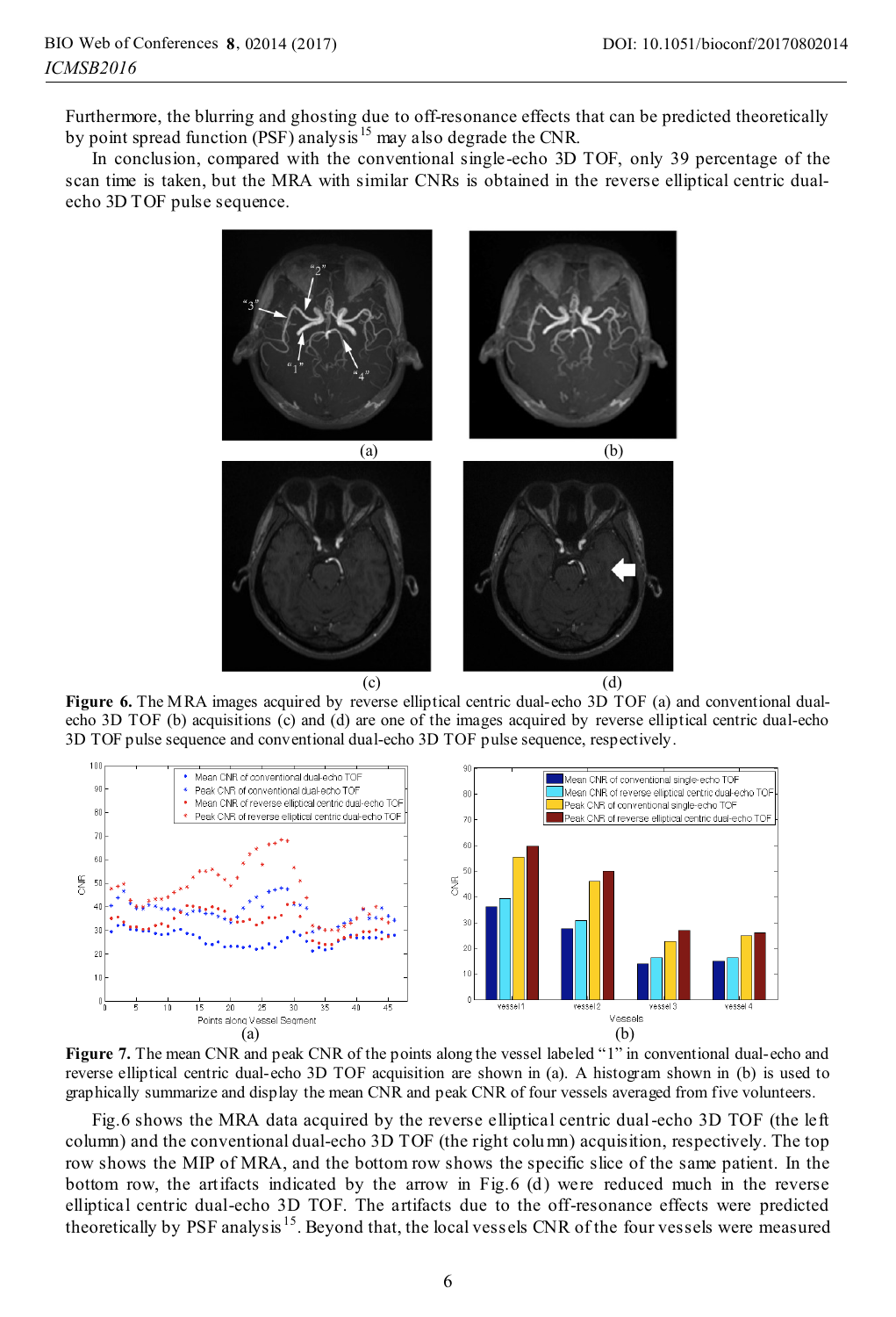Furthermore, the blurring and ghosting due to off-resonance effects that can be predicted theoretically by point spread function (PSF) analysis[15] may also degrade the CNR.

In conclusion, compared with the conventional single-echo 3D TOF, only 39 percentage of the scan time is taken, but the MRA with similar CNRs is obtained in the reverse elliptical centric dual-echo 3D TOF pulse sequence.

**Figure 6.** The MRA images acquired by reverse elliptical centric dual-echo 3D TOF (a) and conventional dual-echo 3D TOF (b) acquisitions (c) and (d) are one of the images acquired by reverse elliptical centric dual-echo 3D TOF pulse sequence and conventional dual-echo 3D TOF pulse sequence, respectively.

**Figure 7.** The mean CNR and peak CNR of the points along the vessel labeled "1" in conventional dual-echo and reverse elliptical centric dual-echo 3D TOF acquisition are shown in (a). A histogram shown in (b) is used to graphically summarize and display the mean CNR and peak CNR of four vessels averaged from five volunteers.

Fig.6 shows the MRA data acquired by the reverse elliptical centric dual-echo 3D TOF (the left column) and the conventional dual-echo 3D TOF (the right column) acquisition, respectively. The top row shows the MIP of MRA, and the bottom row shows the specific slice of the same patient. In the bottom row, the artifacts indicated by the arrow in Fig.6 (d) were reduced much in the reverse elliptical centric dual-echo 3D TOF. The artifacts due to the off-resonance effects were predicted theoretically by PSF analysis[15]. Beyond that, the local vessels CNR of the four vessels were measured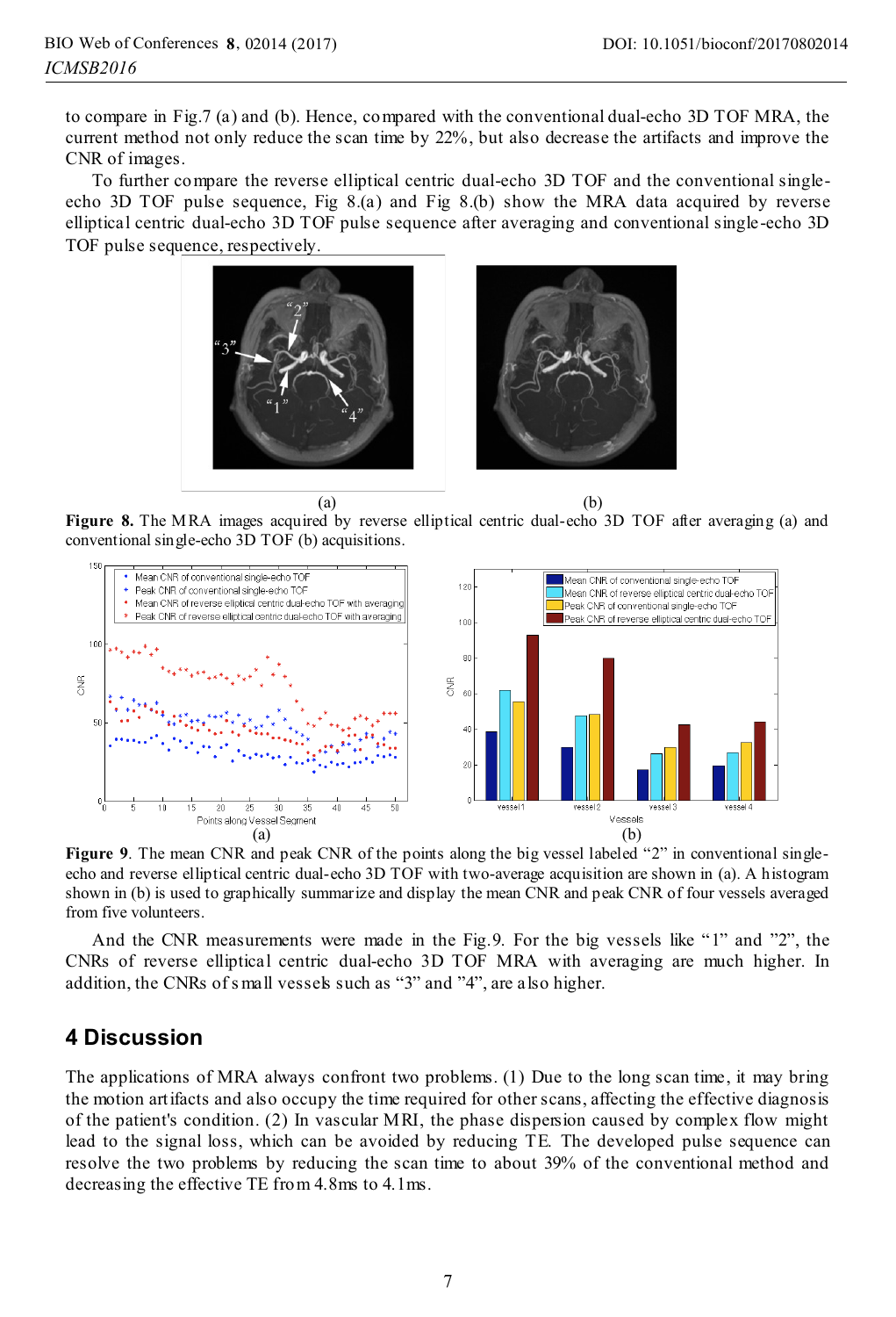to compare in Fig.7 (a) and (b). Hence, compared with the conventional dual-echo 3D TOF MRA, the current method not only reduce the scan time by 22%, but also decrease the artifacts and improve the CNR of images.

To further compare the reverse elliptical centric dual-echo 3D TOF and the conventional single-echo 3D TOF pulse sequence, Fig 8.(a) and Fig 8.(b) show the MRA data acquired by reverse elliptical centric dual-echo 3D TOF pulse sequence after averaging and conventional single-echo 3D TOF pulse sequence, respectively.

**Figure 8.** The MRA images acquired by reverse elliptical centric dual-echo 3D TOF after averaging (a) and conventional single-echo 3D TOF (b) acquisitions.

**Figure 9**. The mean CNR and peak CNR of the points along the big vessel labeled "2" in conventional single-echo and reverse elliptical centric dual-echo 3D TOF with two-average acquisition are shown in (a). A histogram shown in (b) is used to graphically summarize and display the mean CNR and peak CNR of four vessels averaged from five volunteers.

And the CNR measurements were made in the Fig.9. For the big vessels like "1" and "2", the CNRs of reverse elliptical centric dual-echo 3D TOF MRA with averaging are much higher. In addition, the CNRs of small vessels such as "3" and "4", are also higher.

## 4 Discussion

The applications of MRA always confront two problems. (1) Due to the long scan time, it may bring the motion artifacts and also occupy the time required for other scans, affecting the effective diagnosis of the patient's condition. (2) In vascular MRI, the phase dispersion caused by complex flow might lead to the signal loss, which can be avoided by reducing TE. The developed pulse sequence can resolve the two problems by reducing the scan time to about 39% of the conventional method and decreasing the effective TE from 4.8ms to 4.1ms.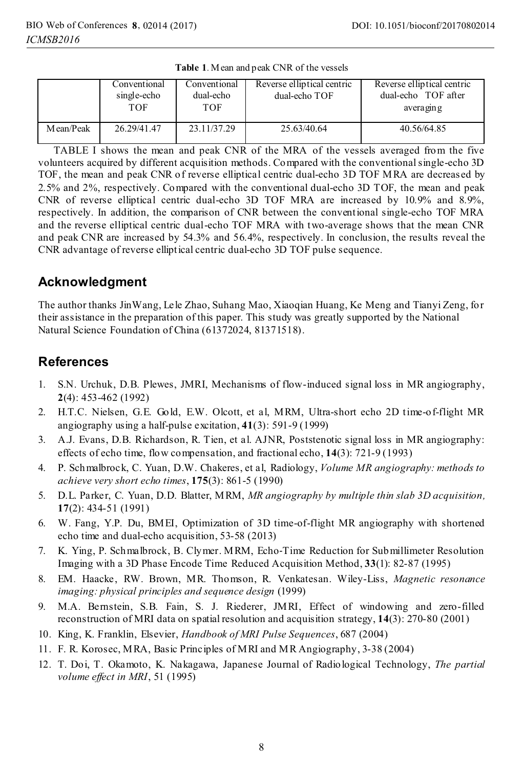**Table 1**. Mean and peak CNR of the vessels

| | Conventional single-echo TOF | Conventional dual-echo TOF | Reverse elliptical centric dual-echo TOF | Reverse elliptical centric dual-echo TOF after averaging |
|---|---|---|---|---|
| Mean/Peak | 26.29/41.47 | 23.11/37.29 | 25.63/40.64 | 40.56/64.85 |

TABLE I shows the mean and peak CNR of the MRA of the vessels averaged from the five volunteers acquired by different acquisition methods. Compared with the conventional single-echo 3D TOF, the mean and peak CNR of reverse elliptical centric dual-echo 3D TOF MRA are decreased by 2.5% and 2%, respectively. Compared with the conventional dual-echo 3D TOF, the mean and peak CNR of reverse elliptical centric dual-echo 3D TOF MRA are increased by 10.9% and 8.9%, respectively. In addition, the comparison of CNR between the conventional single-echo TOF MRA and the reverse elliptical centric dual-echo TOF MRA with two-average shows that the mean CNR and peak CNR are increased by 54.3% and 56.4%, respectively. In conclusion, the results reveal the CNR advantage of reverse elliptical centric dual-echo 3D TOF pulse sequence.

## Acknowledgment

The author thanks JinWang, Lele Zhao, Suhang Mao, Xiaoqian Huang, Ke Meng and Tianyi Zeng, for their assistance in the preparation of this paper. This study was greatly supported by the National Natural Science Foundation of China (61372024, 81371518).

## References

1. S.N. Urchuk, D.B. Plewes, JMRI, Mechanisms of flow-induced signal loss in MR angiography, **2**(4): 453-462 (1992)
2. H.T.C. Nielsen, G.E. Gold, E.W. Olcott, et al, MRM, Ultra-short echo 2D time-of-flight MR angiography using a half-pulse excitation, **41**(3): 591-9 (1999)
3. A.J. Evans, D.B. Richardson, R. Tien, et al. AJNR, Poststenotic signal loss in MR angiography: effects of echo time, flow compensation, and fractional echo, **14**(3): 721-9 (1993)
4. P. Schmalbrock, C. Yuan, D.W. Chakeres, et al, Radiology, *Volume MR angiography: methods to achieve very short echo times*, **175**(3): 861-5 (1990)
5. D.L. Parker, C. Yuan, D.D. Blatter, MRM, *MR angiography by multiple thin slab 3D acquisition,* **17**(2): 434-51 (1991)
6. W. Fang, Y.P. Du, BMEI, Optimization of 3D time-of-flight MR angiography with shortened echo time and dual-echo acquisition, 53-58 (2013)
7. K. Ying, P. Schmalbrock, B. Clymer. MRM, Echo-Time Reduction for Submillimeter Resolution Imaging with a 3D Phase Encode Time Reduced Acquisition Method, **33**(1): 82-87 (1995)
8. EM. Haacke, RW. Brown, MR. Thomson, R. Venkatesan. Wiley-Liss, *Magnetic resonance imaging: physical principles and sequence design* (1999)
9. M.A. Bernstein, S.B. Fain, S. J. Riederer, JMRI, Effect of windowing and zero-filled reconstruction of MRI data on spatial resolution and acquisition strategy, **14**(3): 270-80 (2001)
10. King, K. Franklin, Elsevier, *Handbook of MRI Pulse Sequences*, 687 (2004)
11. F. R. Korosec, MRA, Basic Principles of MRI and MR Angiography, 3-38 (2004)
12. T. Doi, T. Okamoto, K. Nakagawa, Japanese Journal of Radiological Technology, *The partial volume effect in MRI*, 51 (1995)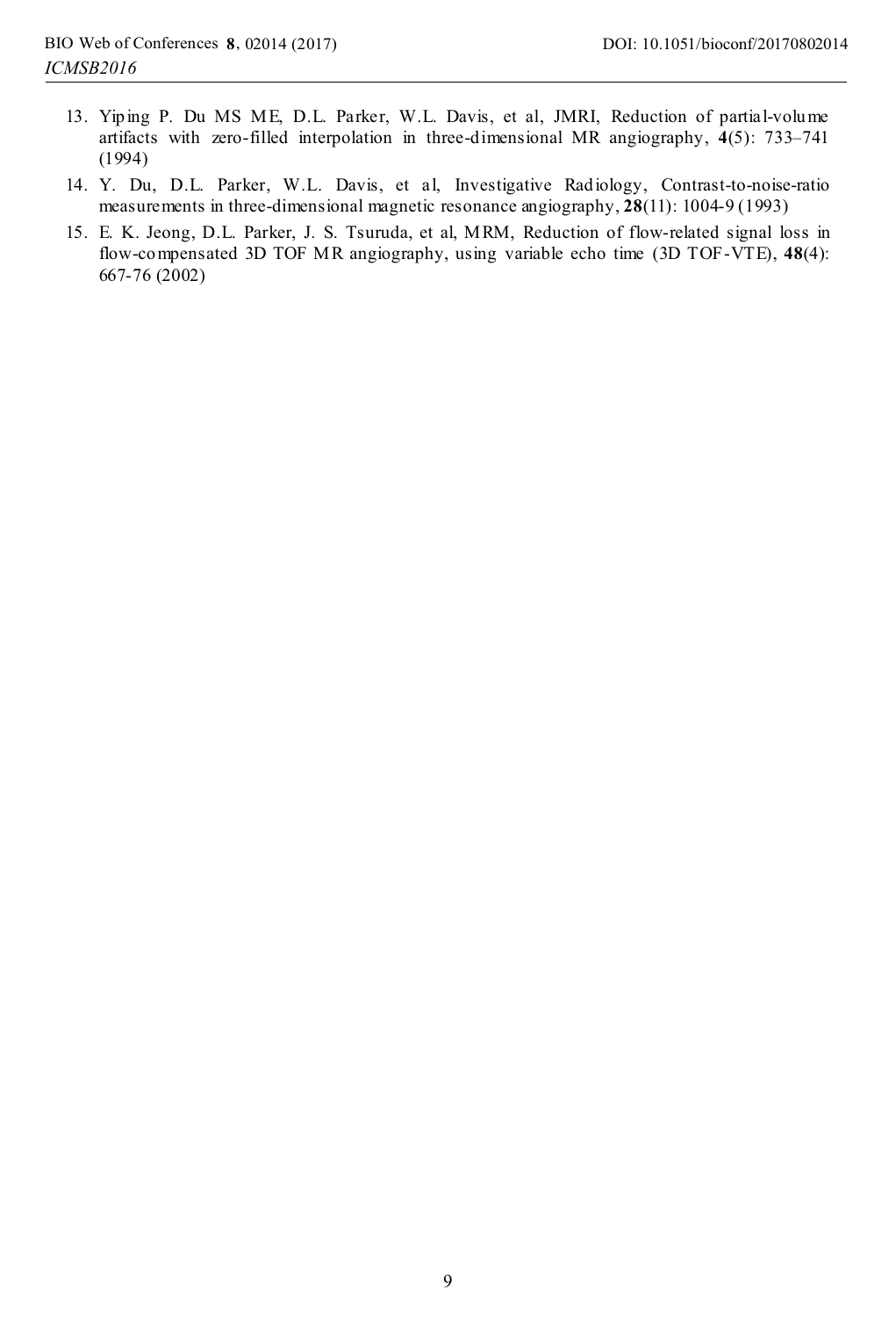13. Yiping P. Du MS ME, D.L. Parker, W.L. Davis, et al, JMRI, Reduction of partial-volume artifacts with zero-filled interpolation in three-dimensional MR angiography, **4**(5): 733–741 (1994)
14. Y. Du, D.L. Parker, W.L. Davis, et al, Investigative Radiology, Contrast-to-noise-ratio measurements in three-dimensional magnetic resonance angiography, **28**(11): 1004-9 (1993)
15. E. K. Jeong, D.L. Parker, J. S. Tsuruda, et al, MRM, Reduction of flow-related signal loss in flow-compensated 3D TOF MR angiography, using variable echo time (3D TOF-VTE), **48**(4): 667-76 (2002)